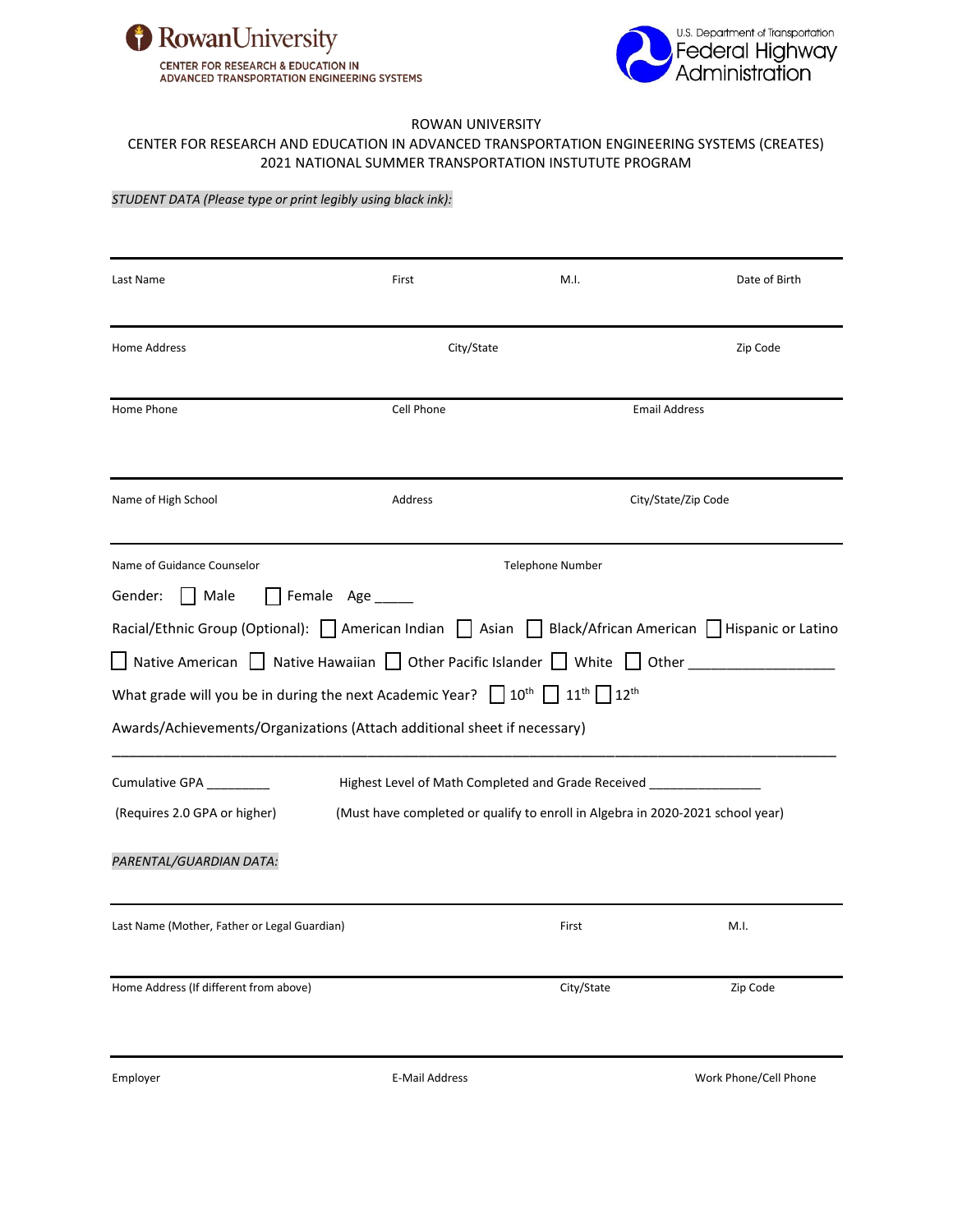Rowan University
CENTER FOR RESEARCH & EDUCATION IN ADVANCED TRANSPORTATION ENGINEERING SYSTEMS

U.S. Department of Transportation
Federal Highway Administration

ROWAN UNIVERSITY
CENTER FOR RESEARCH AND EDUCATION IN ADVANCED TRANSPORTATION ENGINEERING SYSTEMS (CREATES)
2021 NATIONAL SUMMER TRANSPORTATION INSTUTUTE PROGRAM

*STUDENT DATA (Please type or print legibly using black ink):*

| Last Name | First | M.I. | Date of Birth |
|---|---|---|---|

| Home Address | City/State | Zip Code |
|---|---|---|

| Home Phone | Cell Phone | Email Address |
|---|---|---|

| Name of High School | Address | City/State/Zip Code |
|---|---|---|

| Name of Guidance Counselor | Telephone Number |
|---|---|

Gender: ☐ Male ☐ Female Age _____

Racial/Ethnic Group (Optional): ☐ American Indian ☐ Asian ☐ Black/African American ☐ Hispanic or Latino ☐ Native American ☐ Native Hawaiian ☐ Other Pacific Islander ☐ White ☐ Other ___________________

What grade will you be in during the next Academic Year? ☐ 10th ☐ 11th ☐ 12th

Awards/Achievements/Organizations (Attach additional sheet if necessary)

_______________________________________________________________________________________

Cumulative GPA _________ (Requires 2.0 GPA or higher)

Highest Level of Math Completed and Grade Received _______________ (Must have completed or qualify to enroll in Algebra in 2020-2021 school year)

*PARENTAL/GUARDIAN DATA:*

| Last Name (Mother, Father or Legal Guardian) | First | M.I. |
|---|---|---|

| Home Address (If different from above) | City/State | Zip Code |
|---|---|---|

| Employer | E-Mail Address | Work Phone/Cell Phone |
|---|---|---|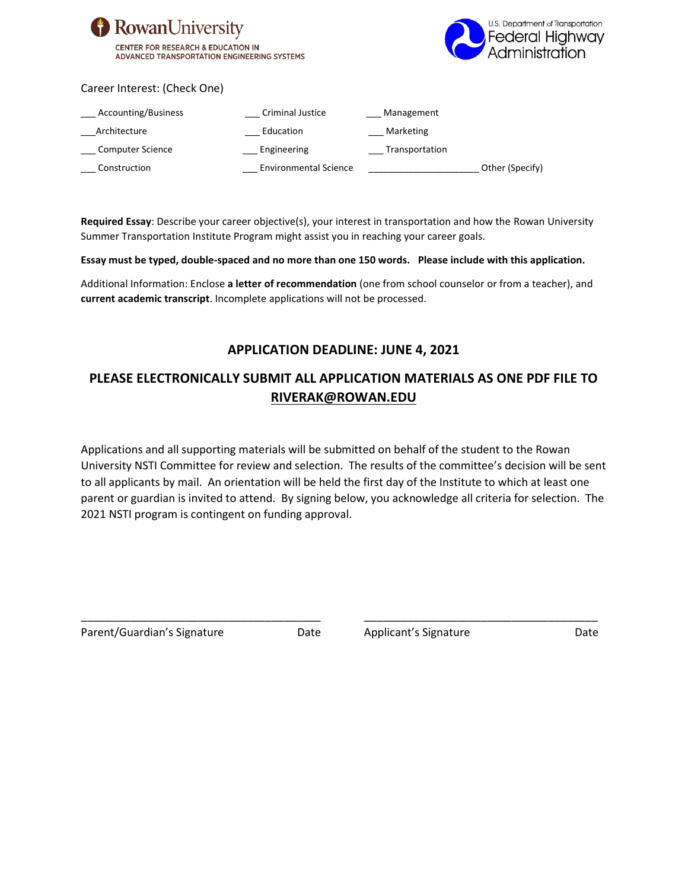Rowan University
CENTER FOR RESEARCH & EDUCATION IN ADVANCED TRANSPORTATION ENGINEERING SYSTEMS

U.S. Department of Transportation
Federal Highway Administration

Career Interest: (Check One)

| | | |
|---|---|---|
| ___ Accounting/Business | ___ Criminal Justice | ___ Management |
| ___Architecture | ___ Education | ___ Marketing |
| ___ Computer Science | ___ Engineering | ___ Transportation |
| ___ Construction | ___ Environmental Science | _____________________ Other (Specify) |

**Required Essay**: Describe your career objective(s), your interest in transportation and how the Rowan University Summer Transportation Institute Program might assist you in reaching your career goals.

**Essay must be typed, double-spaced and no more than one 150 words. Please include with this application.**

Additional Information: Enclose **a letter of recommendation** (one from school counselor or from a teacher), and **current academic transcript**. Incomplete applications will not be processed.

## APPLICATION DEADLINE: JUNE 4, 2021

## PLEASE ELECTRONICALLY SUBMIT ALL APPLICATION MATERIALS AS ONE PDF FILE TO RIVERAK@ROWAN.EDU

Applications and all supporting materials will be submitted on behalf of the student to the Rowan University NSTI Committee for review and selection. The results of the committee's decision will be sent to all applicants by mail. An orientation will be held the first day of the Institute to which at least one parent or guardian is invited to attend. By signing below, you acknowledge all criteria for selection. The 2021 NSTI program is contingent on funding approval.

_______________________________________ _______________________________________

Parent/Guardian's Signature Date Applicant's Signature Date